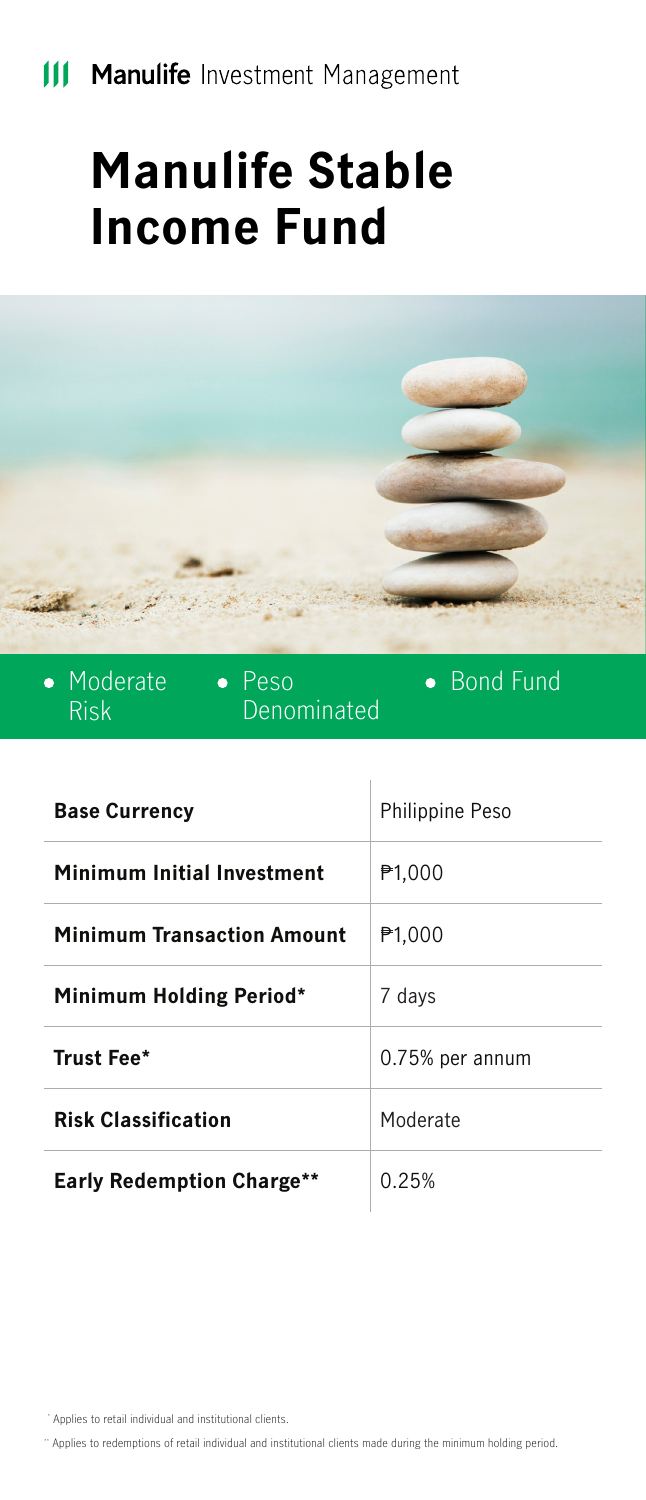Manulife Investment Management

# Manulife Stable Income Fund

- Moderate Risk
- Peso Denominated
- Bond Fund

| | |
|---|---|
| **Base Currency** | Philippine Peso |
| **Minimum Initial Investment** | ₱1,000 |
| **Minimum Transaction Amount** | ₱1,000 |
| **Minimum Holding Period*** | 7 days |
| **Trust Fee*** | 0.75% per annum |
| **Risk Classification** | Moderate |
| **Early Redemption Charge**** | 0.25% |

* Applies to retail individual and institutional clients.

** Applies to redemptions of retail individual and institutional clients made during the minimum holding period.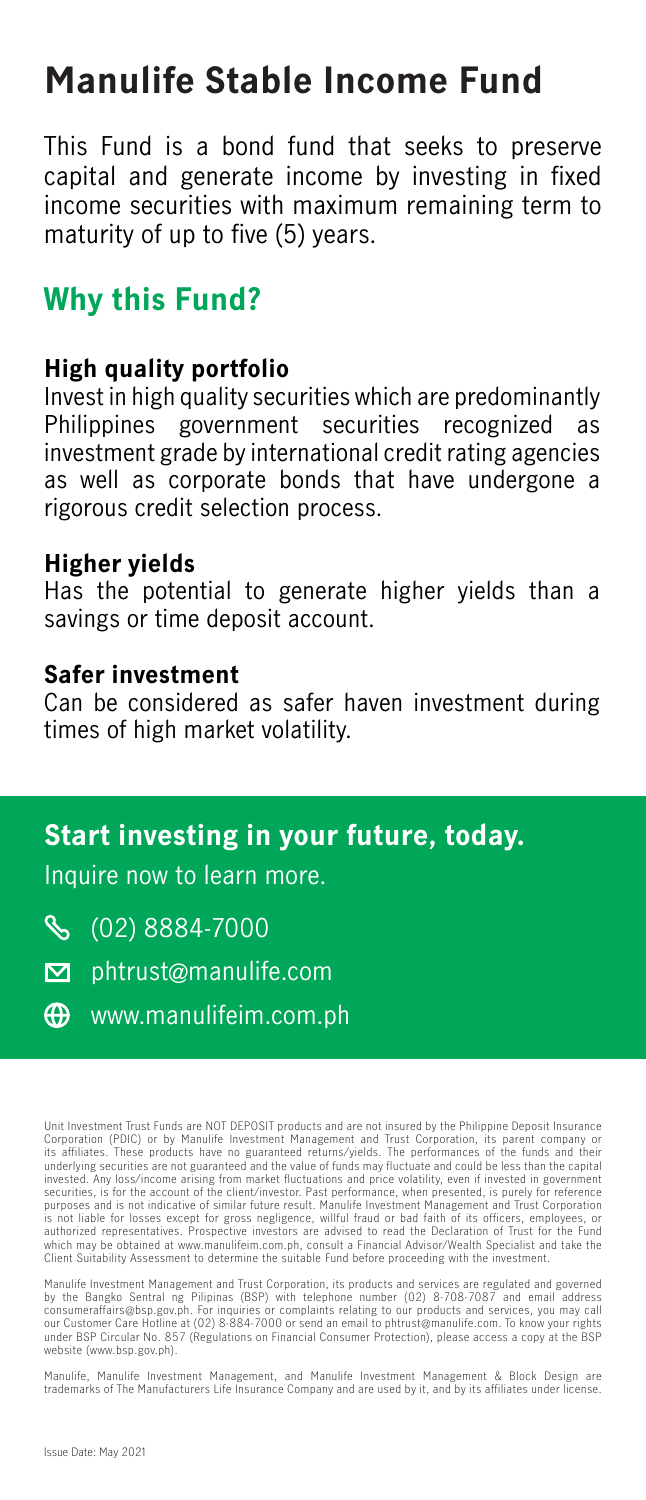# Manulife Stable Income Fund

This Fund is a bond fund that seeks to preserve capital and generate income by investing in fixed income securities with maximum remaining term to maturity of up to five (5) years.

## Why this Fund?

### High quality portfolio

Invest in high quality securities which are predominantly Philippines government securities recognized as investment grade by international credit rating agencies as well as corporate bonds that have undergone a rigorous credit selection process.

### Higher yields

Has the potential to generate higher yields than a savings or time deposit account.

### Safer investment

Can be considered as safer haven investment during times of high market volatility.

## Start investing in your future, today.

Inquire now to learn more.

- (02) 8884-7000
- phtrust@manulife.com
- www.manulifeim.com.ph

Unit Investment Trust Funds are NOT DEPOSIT products and are not insured by the Philippine Deposit Insurance Corporation (PDIC) or by Manulife Investment Management and Trust Corporation, its parent company or its affiliates. These products have no guaranteed returns/yields. The performances of the funds and their underlying securities are not guaranteed and the value of funds may fluctuate and could be less than the capital invested. Any loss/income arising from market fluctuations and price volatility, even if invested in government securities, is for the account of the client/investor. Past performance, when presented, is purely for reference purposes and is not indicative of similar future result. Manulife Investment Management and Trust Corporation is not liable for losses except for gross negligence, willful fraud or bad faith of its officers, employees, or authorized representatives. Prospective investors are advised to read the Declaration of Trust for the Fund which may be obtained at www.manulifeim.com.ph, consult a Financial Advisor/Wealth Specialist and take the Client Suitability Assessment to determine the suitable Fund before proceeding with the investment.

Manulife Investment Management and Trust Corporation, its products and services are regulated and governed by the Bangko Sentral ng Pilipinas (BSP) with telephone number (02) 8-708-7087 and email address consumeraffairs@bsp.gov.ph. For inquiries or complaints relating to our products and services, you may call our Customer Care Hotline at (02) 8-884-7000 or send an email to phtrust@manulife.com. To know your rights under BSP Circular No. 857 (Regulations on Financial Consumer Protection), please access a copy at the BSP website (www.bsp.gov.ph).

Manulife, Manulife Investment Management, and Manulife Investment Management & Block Design are trademarks of The Manufacturers Life Insurance Company and are used by it, and by its affiliates under license.

Issue Date: May 2021